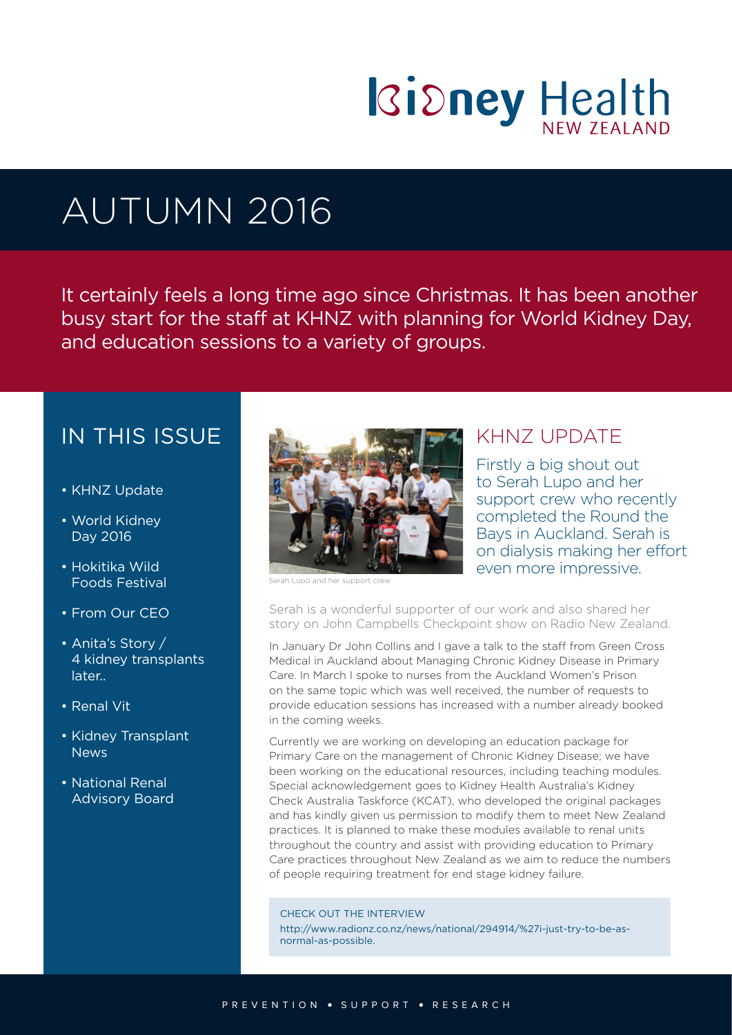# Kidney Health NEW ZEALAND

# AUTUMN 2016

It certainly feels a long time ago since Christmas. It has been another busy start for the staff at KHNZ with planning for World Kidney Day, and education sessions to a variety of groups.

## IN THIS ISSUE

- KHNZ Update
- World Kidney Day 2016
- Hokitika Wild Foods Festival
- From Our CEO
- Anita's Story / 4 kidney transplants later..
- Renal Vit
- Kidney Transplant News
- National Renal Advisory Board

Serah Lupo and her support crew

## KHNZ UPDATE

Firstly a big shout out to Serah Lupo and her support crew who recently completed the Round the Bays in Auckland. Serah is on dialysis making her effort even more impressive.

Serah is a wonderful supporter of our work and also shared her story on John Campbells Checkpoint show on Radio New Zealand.

In January Dr John Collins and I gave a talk to the staff from Green Cross Medical in Auckland about Managing Chronic Kidney Disease in Primary Care. In March I spoke to nurses from the Auckland Women's Prison on the same topic which was well received, the number of requests to provide education sessions has increased with a number already booked in the coming weeks.

Currently we are working on developing an education package for Primary Care on the management of Chronic Kidney Disease; we have been working on the educational resources, including teaching modules. Special acknowledgement goes to Kidney Health Australia's Kidney Check Australia Taskforce (KCAT), who developed the original packages and has kindly given us permission to modify them to meet New Zealand practices. It is planned to make these modules available to renal units throughout the country and assist with providing education to Primary Care practices throughout New Zealand as we aim to reduce the numbers of people requiring treatment for end stage kidney failure.

CHECK OUT THE INTERVIEW
http://www.radionz.co.nz/news/national/294914/%27i-just-try-to-be-as-normal-as-possible.

PREVENTION • SUPPORT • RESEARCH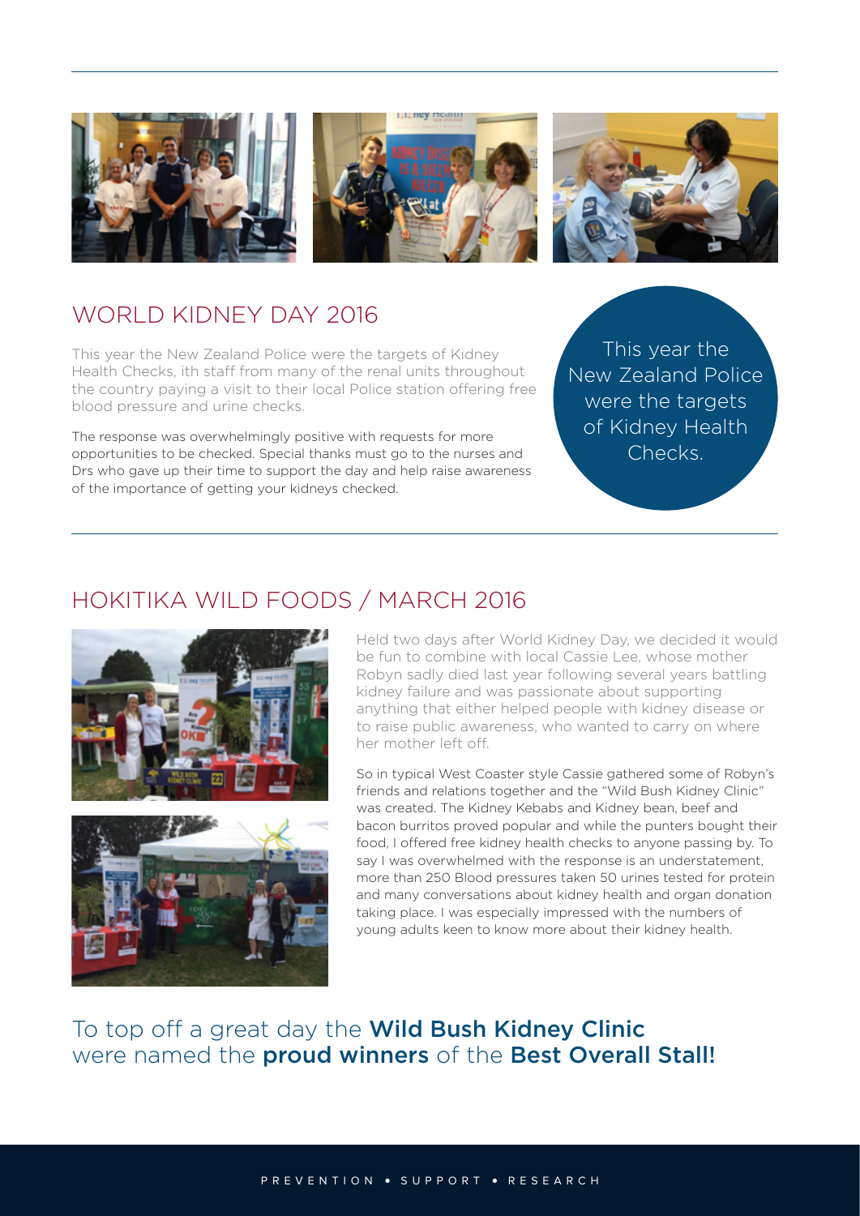## WORLD KIDNEY DAY 2016

This year the New Zealand Police were the targets of Kidney Health Checks, ith staff from many of the renal units throughout the country paying a visit to their local Police station offering free blood pressure and urine checks.

The response was overwhelmingly positive with requests for more opportunities to be checked. Special thanks must go to the nurses and Drs who gave up their time to support the day and help raise awareness of the importance of getting your kidneys checked.

This year the New Zealand Police were the targets of Kidney Health Checks.

## HOKITIKA WILD FOODS / MARCH 2016

Held two days after World Kidney Day, we decided it would be fun to combine with local Cassie Lee, whose mother Robyn sadly died last year following several years battling kidney failure and was passionate about supporting anything that either helped people with kidney disease or to raise public awareness, who wanted to carry on where her mother left off.

So in typical West Coaster style Cassie gathered some of Robyn's friends and relations together and the "Wild Bush Kidney Clinic" was created. The Kidney Kebabs and Kidney bean, beef and bacon burritos proved popular and while the punters bought their food, I offered free kidney health checks to anyone passing by. To say I was overwhelmed with the response is an understatement, more than 250 Blood pressures taken 50 urines tested for protein and many conversations about kidney health and organ donation taking place. I was especially impressed with the numbers of young adults keen to know more about their kidney health.

To top off a great day the **Wild Bush Kidney Clinic** were named the **proud winners** of the **Best Overall Stall!**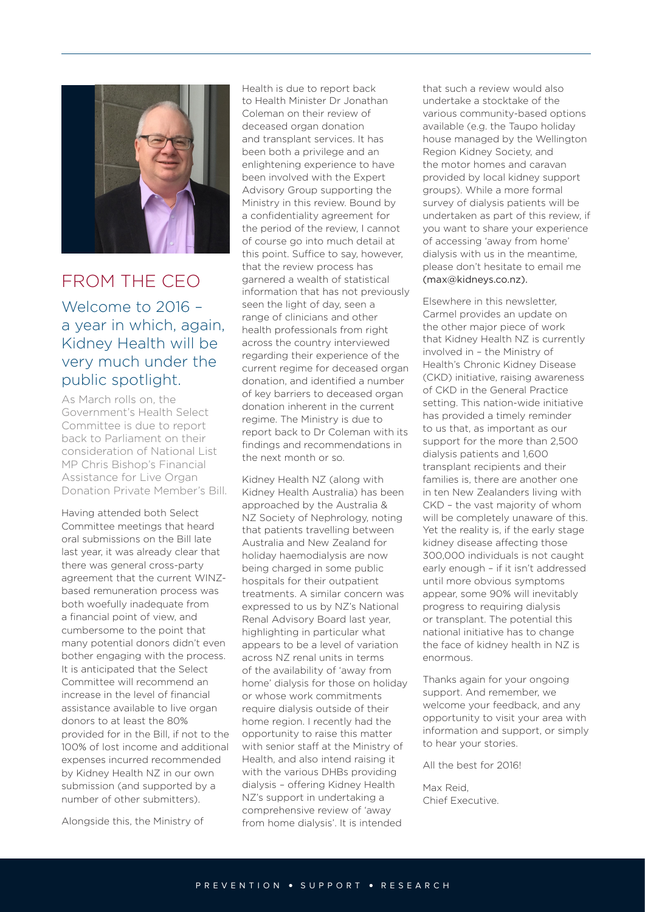# FROM THE CEO

## Welcome to 2016 – a year in which, again, Kidney Health will be very much under the public spotlight.

As March rolls on, the Government's Health Select Committee is due to report back to Parliament on their consideration of National List MP Chris Bishop's Financial Assistance for Live Organ Donation Private Member's Bill.

Having attended both Select Committee meetings that heard oral submissions on the Bill late last year, it was already clear that there was general cross-party agreement that the current WINZ-based remuneration process was both woefully inadequate from a financial point of view, and cumbersome to the point that many potential donors didn't even bother engaging with the process. It is anticipated that the Select Committee will recommend an increase in the level of financial assistance available to live organ donors to at least the 80% provided for in the Bill, if not to the 100% of lost income and additional expenses incurred recommended by Kidney Health NZ in our own submission (and supported by a number of other submitters).

Alongside this, the Ministry of Health is due to report back to Health Minister Dr Jonathan Coleman on their review of deceased organ donation and transplant services. It has been both a privilege and an enlightening experience to have been involved with the Expert Advisory Group supporting the Ministry in this review. Bound by a confidentiality agreement for the period of the review, I cannot of course go into much detail at this point. Suffice to say, however, that the review process has garnered a wealth of statistical information that has not previously seen the light of day, seen a range of clinicians and other health professionals from right across the country interviewed regarding their experience of the current regime for deceased organ donation, and identified a number of key barriers to deceased organ donation inherent in the current regime. The Ministry is due to report back to Dr Coleman with its findings and recommendations in the next month or so.

Kidney Health NZ (along with Kidney Health Australia) has been approached by the Australia & NZ Society of Nephrology, noting that patients travelling between Australia and New Zealand for holiday haemodialysis are now being charged in some public hospitals for their outpatient treatments. A similar concern was expressed to us by NZ's National Renal Advisory Board last year, highlighting in particular what appears to be a level of variation across NZ renal units in terms of the availability of 'away from home' dialysis for those on holiday or whose work commitments require dialysis outside of their home region. I recently had the opportunity to raise this matter with senior staff at the Ministry of Health, and also intend raising it with the various DHBs providing dialysis – offering Kidney Health NZ's support in undertaking a comprehensive review of 'away from home dialysis'. It is intended that such a review would also undertake a stocktake of the various community-based options available (e.g. the Taupo holiday house managed by the Wellington Region Kidney Society, and the motor homes and caravan provided by local kidney support groups). While a more formal survey of dialysis patients will be undertaken as part of this review, if you want to share your experience of accessing 'away from home' dialysis with us in the meantime, please don't hesitate to email me (max@kidneys.co.nz).

Elsewhere in this newsletter, Carmel provides an update on the other major piece of work that Kidney Health NZ is currently involved in – the Ministry of Health's Chronic Kidney Disease (CKD) initiative, raising awareness of CKD in the General Practice setting. This nation-wide initiative has provided a timely reminder to us that, as important as our support for the more than 2,500 dialysis patients and 1,600 transplant recipients and their families is, there are another one in ten New Zealanders living with CKD – the vast majority of whom will be completely unaware of this. Yet the reality is, if the early stage kidney disease affecting those 300,000 individuals is not caught early enough – if it isn't addressed until more obvious symptoms appear, some 90% will inevitably progress to requiring dialysis or transplant. The potential this national initiative has to change the face of kidney health in NZ is enormous.

Thanks again for your ongoing support. And remember, we welcome your feedback, and any opportunity to visit your area with information and support, or simply to hear your stories.

All the best for 2016!

Max Reid,
Chief Executive.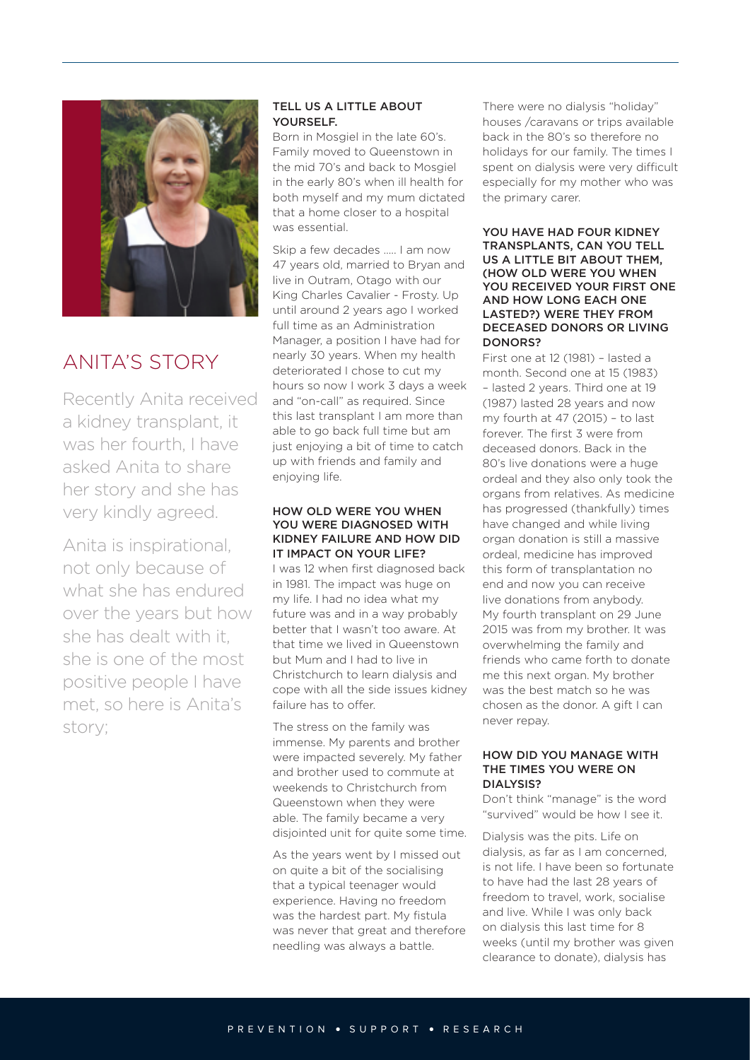## ANITA'S STORY

Recently Anita received a kidney transplant, it was her fourth, I have asked Anita to share her story and she has very kindly agreed.

Anita is inspirational, not only because of what she has endured over the years but how she has dealt with it, she is one of the most positive people I have met, so here is Anita's story;

### TELL US A LITTLE ABOUT YOURSELF.

Born in Mosgiel in the late 60's. Family moved to Queenstown in the mid 70's and back to Mosgiel in the early 80's when ill health for both myself and my mum dictated that a home closer to a hospital was essential.

Skip a few decades ….. I am now 47 years old, married to Bryan and live in Outram, Otago with our King Charles Cavalier - Frosty. Up until around 2 years ago I worked full time as an Administration Manager, a position I have had for nearly 30 years. When my health deteriorated I chose to cut my hours so now I work 3 days a week and "on-call" as required. Since this last transplant I am more than able to go back full time but am just enjoying a bit of time to catch up with friends and family and enjoying life.

### HOW OLD WERE YOU WHEN YOU WERE DIAGNOSED WITH KIDNEY FAILURE AND HOW DID IT IMPACT ON YOUR LIFE?

I was 12 when first diagnosed back in 1981. The impact was huge on my life. I had no idea what my future was and in a way probably better that I wasn't too aware. At that time we lived in Queenstown but Mum and I had to live in Christchurch to learn dialysis and cope with all the side issues kidney failure has to offer.

The stress on the family was immense. My parents and brother were impacted severely. My father and brother used to commute at weekends to Christchurch from Queenstown when they were able. The family became a very disjointed unit for quite some time.

As the years went by I missed out on quite a bit of the socialising that a typical teenager would experience. Having no freedom was the hardest part. My fistula was never that great and therefore needling was always a battle.

There were no dialysis "holiday" houses /caravans or trips available back in the 80's so therefore no holidays for our family. The times I spent on dialysis were very difficult especially for my mother who was the primary carer.

### YOU HAVE HAD FOUR KIDNEY TRANSPLANTS, CAN YOU TELL US A LITTLE BIT ABOUT THEM, (HOW OLD WERE YOU WHEN YOU RECEIVED YOUR FIRST ONE AND HOW LONG EACH ONE LASTED?) WERE THEY FROM DECEASED DONORS OR LIVING DONORS?

First one at 12 (1981) – lasted a month. Second one at 15 (1983) – lasted 2 years. Third one at 19 (1987) lasted 28 years and now my fourth at 47 (2015) – to last forever. The first 3 were from deceased donors. Back in the 80's live donations were a huge ordeal and they also only took the organs from relatives. As medicine has progressed (thankfully) times have changed and while living organ donation is still a massive ordeal, medicine has improved this form of transplantation no end and now you can receive live donations from anybody. My fourth transplant on 29 June 2015 was from my brother. It was overwhelming the family and friends who came forth to donate me this next organ. My brother was the best match so he was chosen as the donor. A gift I can never repay.

### HOW DID YOU MANAGE WITH THE TIMES YOU WERE ON DIALYSIS?

Don't think "manage" is the word "survived" would be how I see it.

Dialysis was the pits. Life on dialysis, as far as I am concerned, is not life. I have been so fortunate to have had the last 28 years of freedom to travel, work, socialise and live. While I was only back on dialysis this last time for 8 weeks (until my brother was given clearance to donate), dialysis has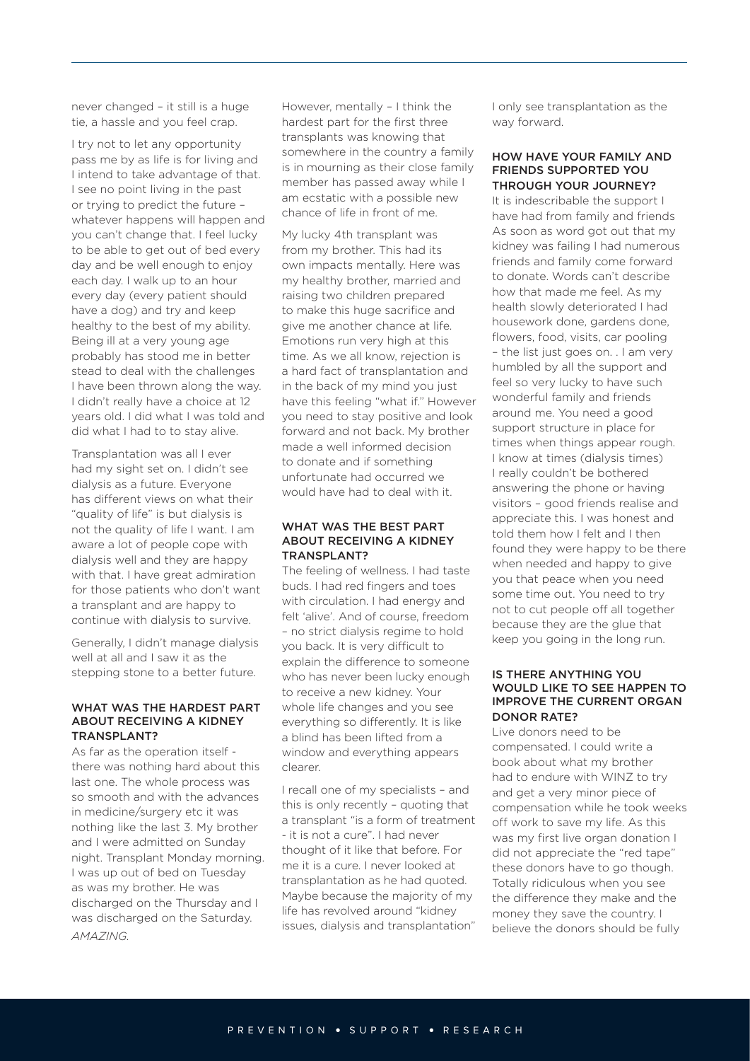never changed – it still is a huge tie, a hassle and you feel crap.

I try not to let any opportunity pass me by as life is for living and I intend to take advantage of that. I see no point living in the past or trying to predict the future – whatever happens will happen and you can't change that. I feel lucky to be able to get out of bed every day and be well enough to enjoy each day. I walk up to an hour every day (every patient should have a dog) and try and keep healthy to the best of my ability. Being ill at a very young age probably has stood me in better stead to deal with the challenges I have been thrown along the way. I didn't really have a choice at 12 years old. I did what I was told and did what I had to to stay alive.

Transplantation was all I ever had my sight set on. I didn't see dialysis as a future. Everyone has different views on what their "quality of life" is but dialysis is not the quality of life I want. I am aware a lot of people cope with dialysis well and they are happy with that. I have great admiration for those patients who don't want a transplant and are happy to continue with dialysis to survive.

Generally, I didn't manage dialysis well at all and I saw it as the stepping stone to a better future.

### WHAT WAS THE HARDEST PART ABOUT RECEIVING A KIDNEY TRANSPLANT?

As far as the operation itself - there was nothing hard about this last one. The whole process was so smooth and with the advances in medicine/surgery etc it was nothing like the last 3. My brother and I were admitted on Sunday night. Transplant Monday morning. I was up out of bed on Tuesday as was my brother. He was discharged on the Thursday and I was discharged on the Saturday. *AMAZING.*

However, mentally – I think the hardest part for the first three transplants was knowing that somewhere in the country a family is in mourning as their close family member has passed away while I am ecstatic with a possible new chance of life in front of me.

My lucky 4th transplant was from my brother. This had its own impacts mentally. Here was my healthy brother, married and raising two children prepared to make this huge sacrifice and give me another chance at life. Emotions run very high at this time. As we all know, rejection is a hard fact of transplantation and in the back of my mind you just have this feeling "what if." However you need to stay positive and look forward and not back. My brother made a well informed decision to donate and if something unfortunate had occurred we would have had to deal with it.

### WHAT WAS THE BEST PART ABOUT RECEIVING A KIDNEY TRANSPLANT?

The feeling of wellness. I had taste buds. I had red fingers and toes with circulation. I had energy and felt 'alive'. And of course, freedom – no strict dialysis regime to hold you back. It is very difficult to explain the difference to someone who has never been lucky enough to receive a new kidney. Your whole life changes and you see everything so differently. It is like a blind has been lifted from a window and everything appears clearer.

I recall one of my specialists – and this is only recently – quoting that a transplant "is a form of treatment - it is not a cure". I had never thought of it like that before. For me it is a cure. I never looked at transplantation as he had quoted. Maybe because the majority of my life has revolved around "kidney issues, dialysis and transplantation" I only see transplantation as the way forward.

### HOW HAVE YOUR FAMILY AND FRIENDS SUPPORTED YOU THROUGH YOUR JOURNEY?

It is indescribable the support I have had from family and friends As soon as word got out that my kidney was failing I had numerous friends and family come forward to donate. Words can't describe how that made me feel. As my health slowly deteriorated I had housework done, gardens done, flowers, food, visits, car pooling – the list just goes on. . I am very humbled by all the support and feel so very lucky to have such wonderful family and friends around me. You need a good support structure in place for times when things appear rough. I know at times (dialysis times) I really couldn't be bothered answering the phone or having visitors – good friends realise and appreciate this. I was honest and told them how I felt and I then found they were happy to be there when needed and happy to give you that peace when you need some time out. You need to try not to cut people off all together because they are the glue that keep you going in the long run.

### IS THERE ANYTHING YOU WOULD LIKE TO SEE HAPPEN TO IMPROVE THE CURRENT ORGAN DONOR RATE?

Live donors need to be compensated. I could write a book about what my brother had to endure with WINZ to try and get a very minor piece of compensation while he took weeks off work to save my life. As this was my first live organ donation I did not appreciate the "red tape" these donors have to go though. Totally ridiculous when you see the difference they make and the money they save the country. I believe the donors should be fully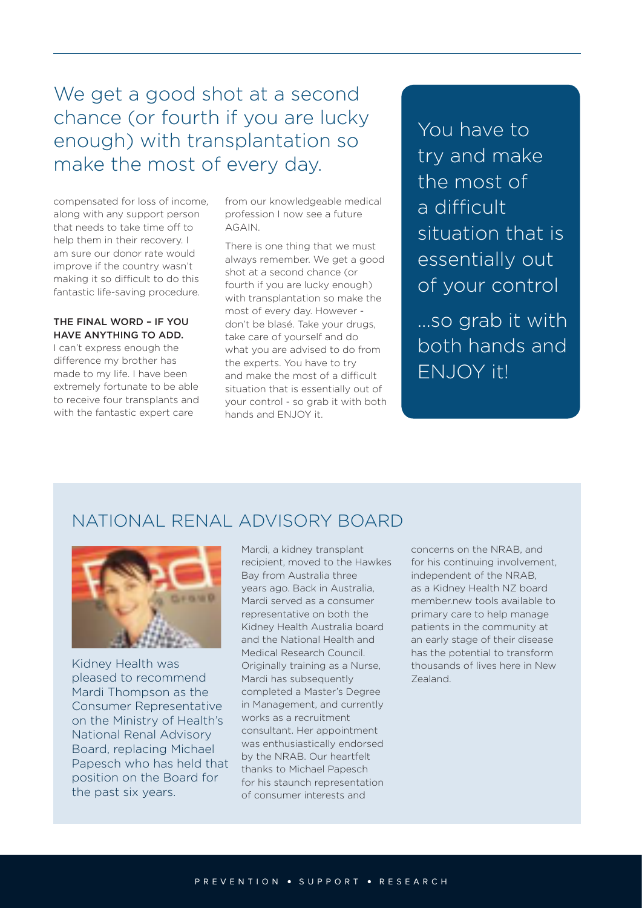We get a good shot at a second chance (or fourth if you are lucky enough) with transplantation so make the most of every day.

compensated for loss of income, along with any support person that needs to take time off to help them in their recovery. I am sure our donor rate would improve if the country wasn't making it so difficult to do this fantastic life-saving procedure.

**THE FINAL WORD – IF YOU HAVE ANYTHING TO ADD.**

I can't express enough the difference my brother has made to my life. I have been extremely fortunate to be able to receive four transplants and with the fantastic expert care from our knowledgeable medical profession I now see a future AGAIN.

There is one thing that we must always remember. We get a good shot at a second chance (or fourth if you are lucky enough) with transplantation so make the most of every day. However - don't be blasé. Take your drugs, take care of yourself and do what you are advised to do from the experts. You have to try and make the most of a difficult situation that is essentially out of your control - so grab it with both hands and ENJOY it.

You have to try and make the most of a difficult situation that is essentially out of your control

...so grab it with both hands and ENJOY it!

## NATIONAL RENAL ADVISORY BOARD

Kidney Health was pleased to recommend Mardi Thompson as the Consumer Representative on the Ministry of Health's National Renal Advisory Board, replacing Michael Papesch who has held that position on the Board for the past six years.

Mardi, a kidney transplant recipient, moved to the Hawkes Bay from Australia three years ago. Back in Australia, Mardi served as a consumer representative on both the Kidney Health Australia board and the National Health and Medical Research Council. Originally training as a Nurse, Mardi has subsequently completed a Master's Degree in Management, and currently works as a recruitment consultant. Her appointment was enthusiastically endorsed by the NRAB. Our heartfelt thanks to Michael Papesch for his staunch representation of consumer interests and concerns on the NRAB, and for his continuing involvement, independent of the NRAB, as a Kidney Health NZ board member.new tools available to primary care to help manage patients in the community at an early stage of their disease has the potential to transform thousands of lives here in New Zealand.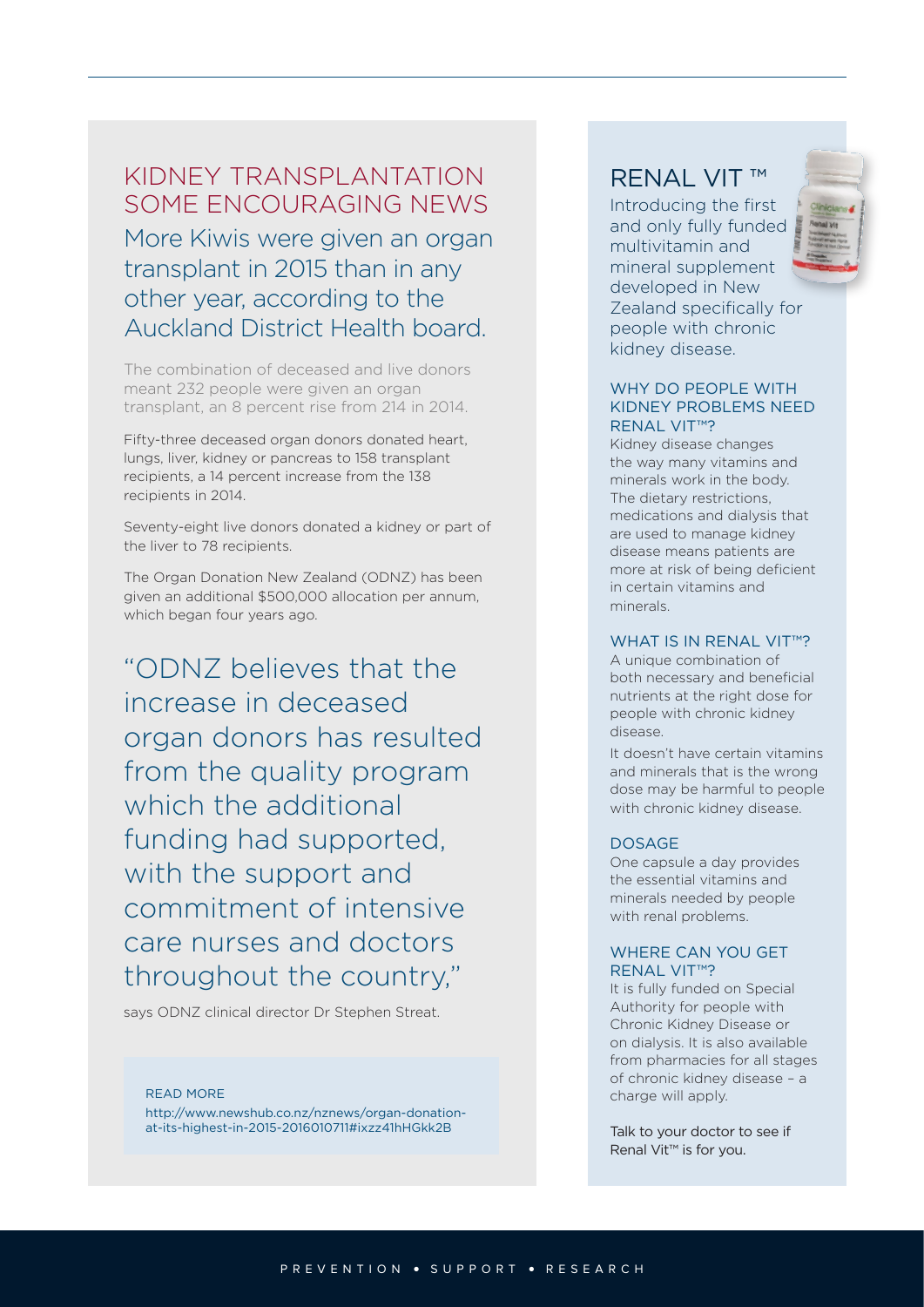## KIDNEY TRANSPLANTATION SOME ENCOURAGING NEWS

### More Kiwis were given an organ transplant in 2015 than in any other year, according to the Auckland District Health board.

The combination of deceased and live donors meant 232 people were given an organ transplant, an 8 percent rise from 214 in 2014.

Fifty-three deceased organ donors donated heart, lungs, liver, kidney or pancreas to 158 transplant recipients, a 14 percent increase from the 138 recipients in 2014.

Seventy-eight live donors donated a kidney or part of the liver to 78 recipients.

The Organ Donation New Zealand (ODNZ) has been given an additional $500,000 allocation per annum, which began four years ago.

> "ODNZ believes that the increase in deceased organ donors has resulted from the quality program which the additional funding had supported, with the support and commitment of intensive care nurses and doctors throughout the country,"

says ODNZ clinical director Dr Stephen Streat.

READ MORE
http://www.newshub.co.nz/nznews/organ-donation-at-its-highest-in-2015-2016010711#ixzz41hHGkk2B

## RENAL VIT ™

Introducing the first and only fully funded multivitamin and mineral supplement developed in New Zealand specifically for people with chronic kidney disease.

### WHY DO PEOPLE WITH KIDNEY PROBLEMS NEED RENAL VIT™?

Kidney disease changes the way many vitamins and minerals work in the body. The dietary restrictions, medications and dialysis that are used to manage kidney disease means patients are more at risk of being deficient in certain vitamins and minerals.

### WHAT IS IN RENAL VIT™?

A unique combination of both necessary and beneficial nutrients at the right dose for people with chronic kidney disease.

It doesn't have certain vitamins and minerals that is the wrong dose may be harmful to people with chronic kidney disease.

### DOSAGE

One capsule a day provides the essential vitamins and minerals needed by people with renal problems.

### WHERE CAN YOU GET RENAL VIT™?

It is fully funded on Special Authority for people with Chronic Kidney Disease or on dialysis. It is also available from pharmacies for all stages of chronic kidney disease – a charge will apply.

Talk to your doctor to see if Renal Vit™ is for you.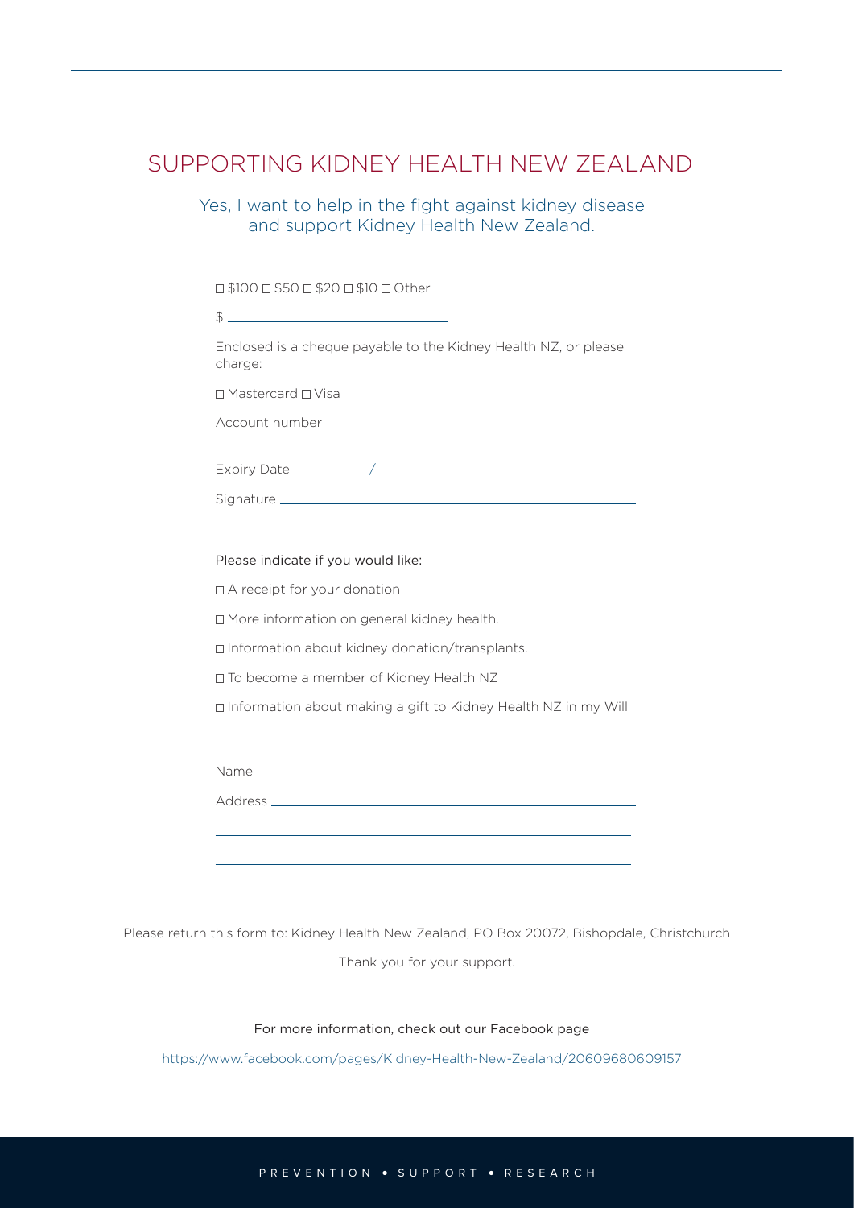# SUPPORTING KIDNEY HEALTH NEW ZEALAND

Yes, I want to help in the fight against kidney disease and support Kidney Health New Zealand.

☐ $100 ☐ $50 ☐ $20 ☐ $10 ☐ Other

$ ____________________

Enclosed is a cheque payable to the Kidney Health NZ, or please charge:

☐ Mastercard ☐ Visa

Account number

______________________________

Expiry Date ________ /________

Signature ______________________________

Please indicate if you would like:

☐ A receipt for your donation

☐ More information on general kidney health.

☐ Information about kidney donation/transplants.

☐ To become a member of Kidney Health NZ

☐ Information about making a gift to Kidney Health NZ in my Will

Name ______________________________

Address ______________________________

______________________________

______________________________

Please return this form to: Kidney Health New Zealand, PO Box 20072, Bishopdale, Christchurch

Thank you for your support.

For more information, check out our Facebook page

https://www.facebook.com/pages/Kidney-Health-New-Zealand/20609680609157

PREVENTION • SUPPORT • RESEARCH